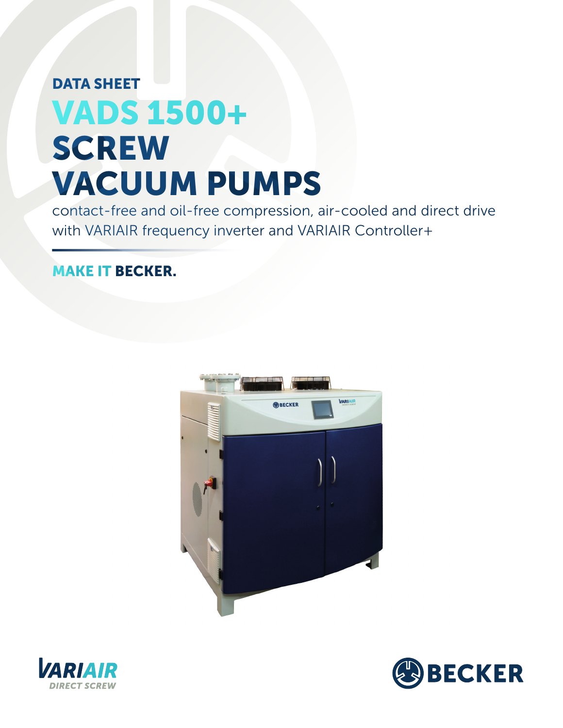DATA SHEET

# VADS 1500+ SCREW VACUUM PUMPS

contact-free and oil-free compression, air-cooled and direct drive with VARIAIR frequency inverter and VARIAIR Controller+

**MAKE IT BECKER.**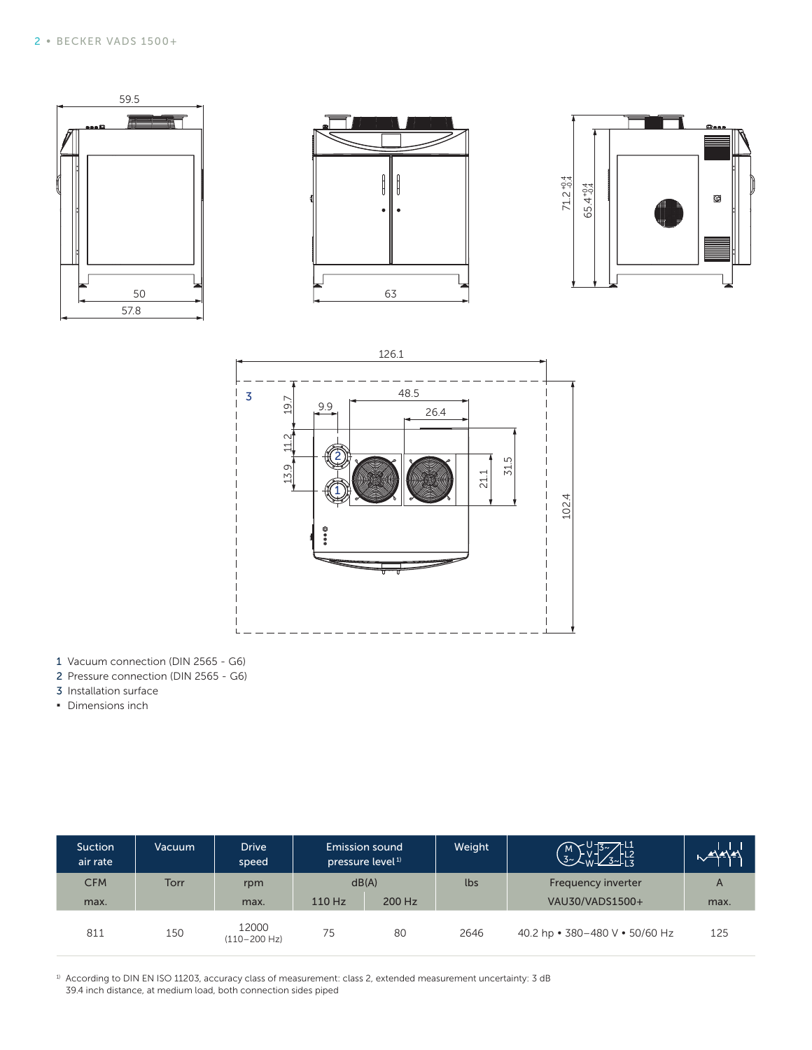1 Vacuum connection (DIN 2565 - G6)
2 Pressure connection (DIN 2565 - G6)
3 Installation surface
- Dimensions inch

| Suction air rate | Vacuum | Drive speed | Emission sound pressure level[1] | | Weight | Frequency inverter | A |
|---|---|---|---|---|---|---|---|
| CFM | Torr | rpm | dB(A) | | lbs | Frequency inverter | A |
| max. | | max. | 110 Hz | 200 Hz | | VAU30/VADS1500+ | max. |
| 811 | 150 | 12000 (110–200 Hz) | 75 | 80 | 2646 | 40.2 hp • 380–480 V • 50/60 Hz | 125 |

[1] According to DIN EN ISO 11203, accuracy class of measurement: class 2, extended measurement uncertainty: 3 dB
39.4 inch distance, at medium load, both connection sides piped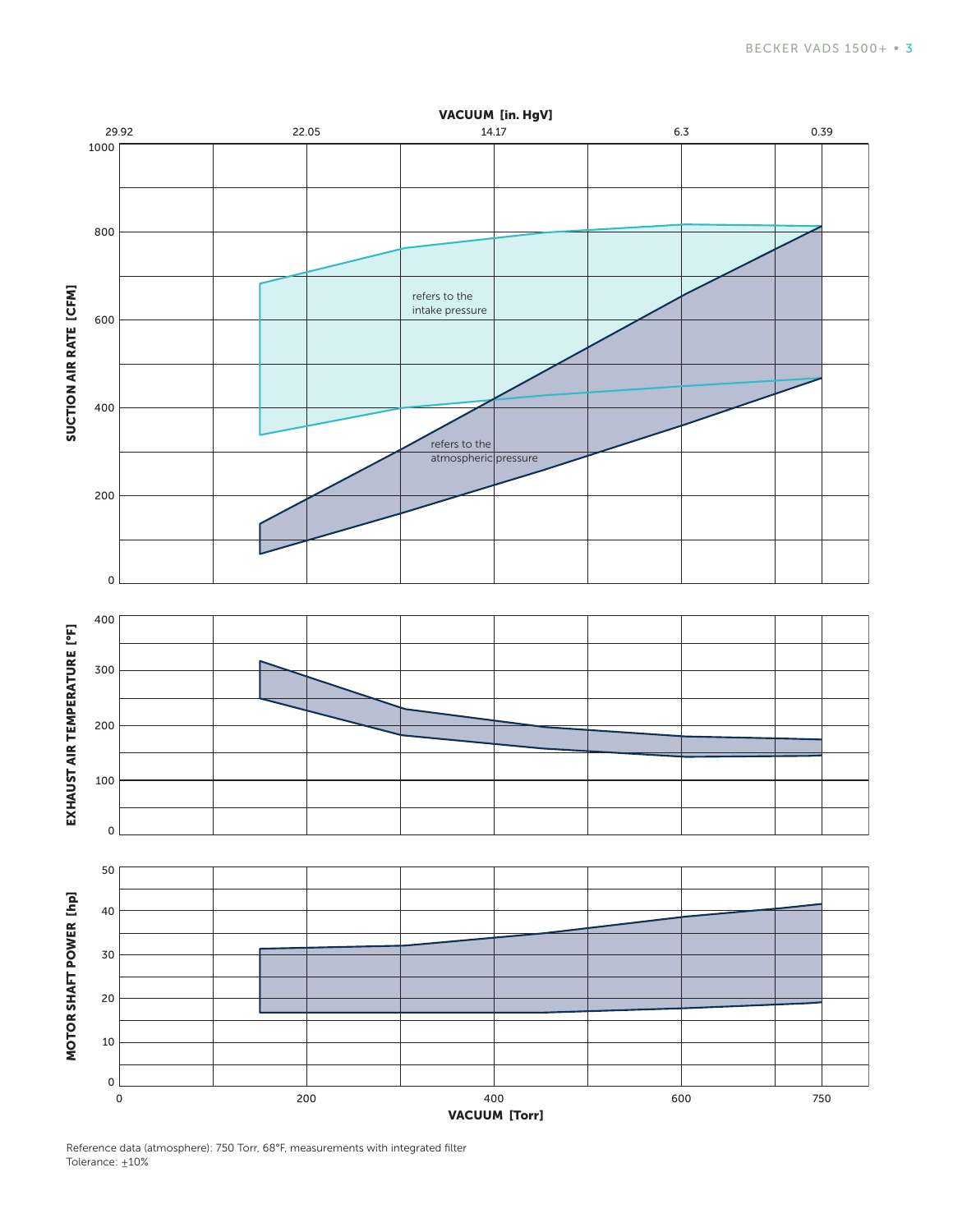VACUUM [in. HgV]

29.92 | 22.05 | 14.17 | 6.3 | 0.39

SUCTION AIR RATE [CFM]

refers to the intake pressure

refers to the atmospheric pressure

EXHAUST AIR TEMPERATURE [°F]

MOTOR SHAFT POWER [hp]

VACUUM [Torr]

Reference data (atmosphere): 750 Torr, 68°F, measurements with integrated filter
Tolerance: ±10%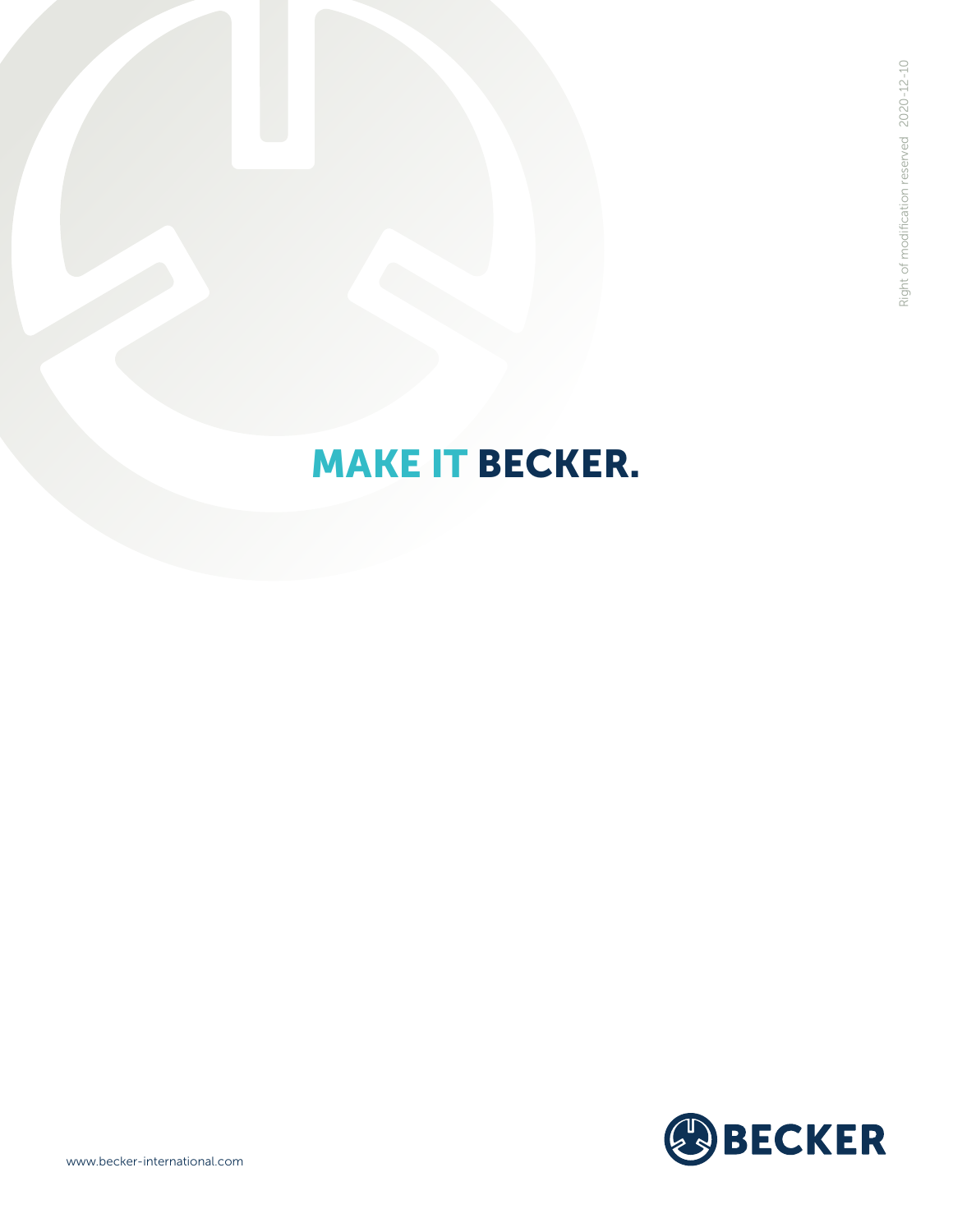# MAKE IT BECKER.

Right of modification reserved 2020-12-10

BECKER

www.becker-international.com